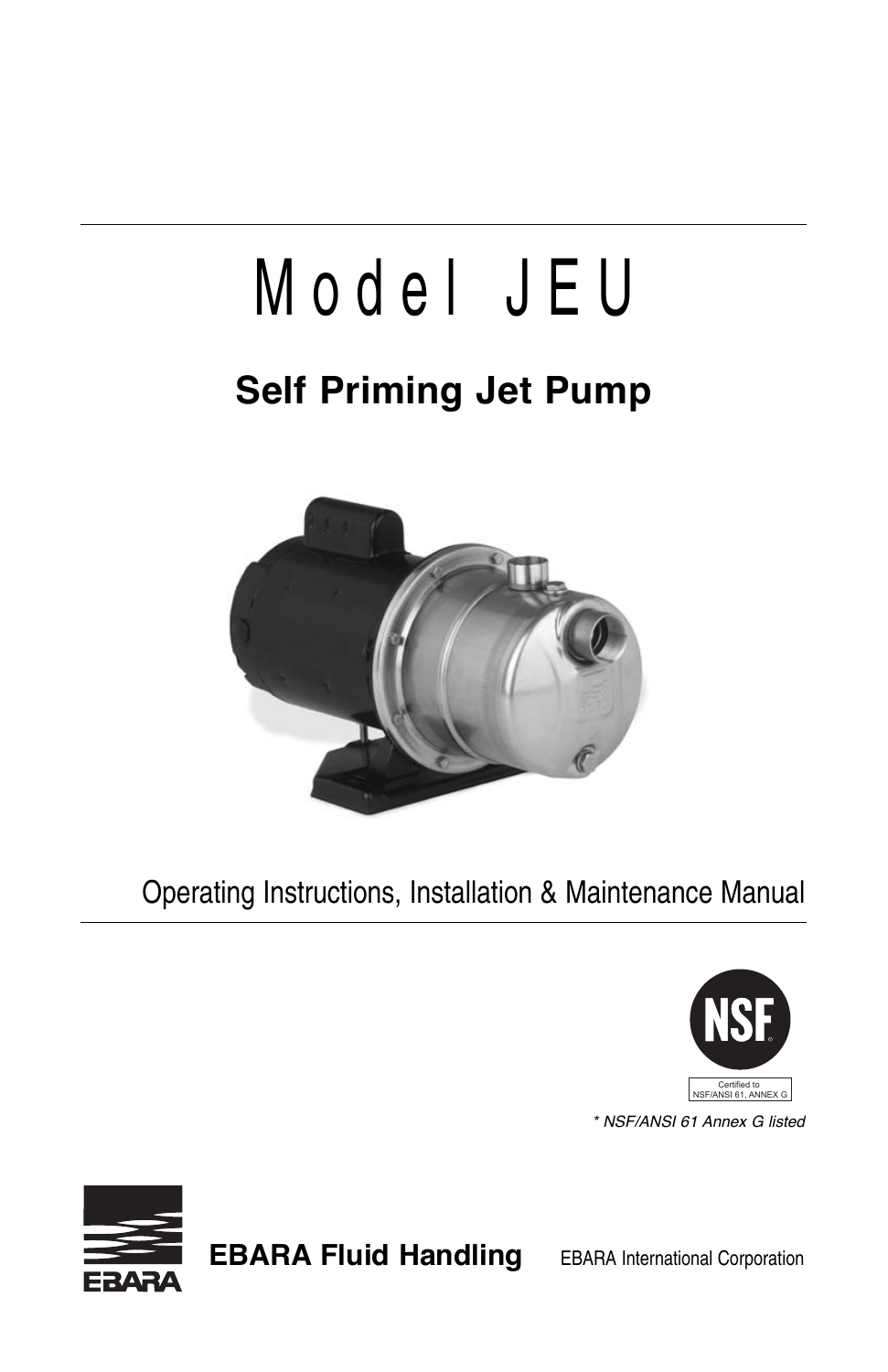# Model JEU

## Self Priming Jet Pump

Operating Instructions, Installation & Maintenance Manual

NSF

Certified to NSF/ANSI 61, ANNEX G

*\* NSF/ANSI 61 Annex G listed*

EBARA

**EBARA Fluid Handling** EBARA International Corporation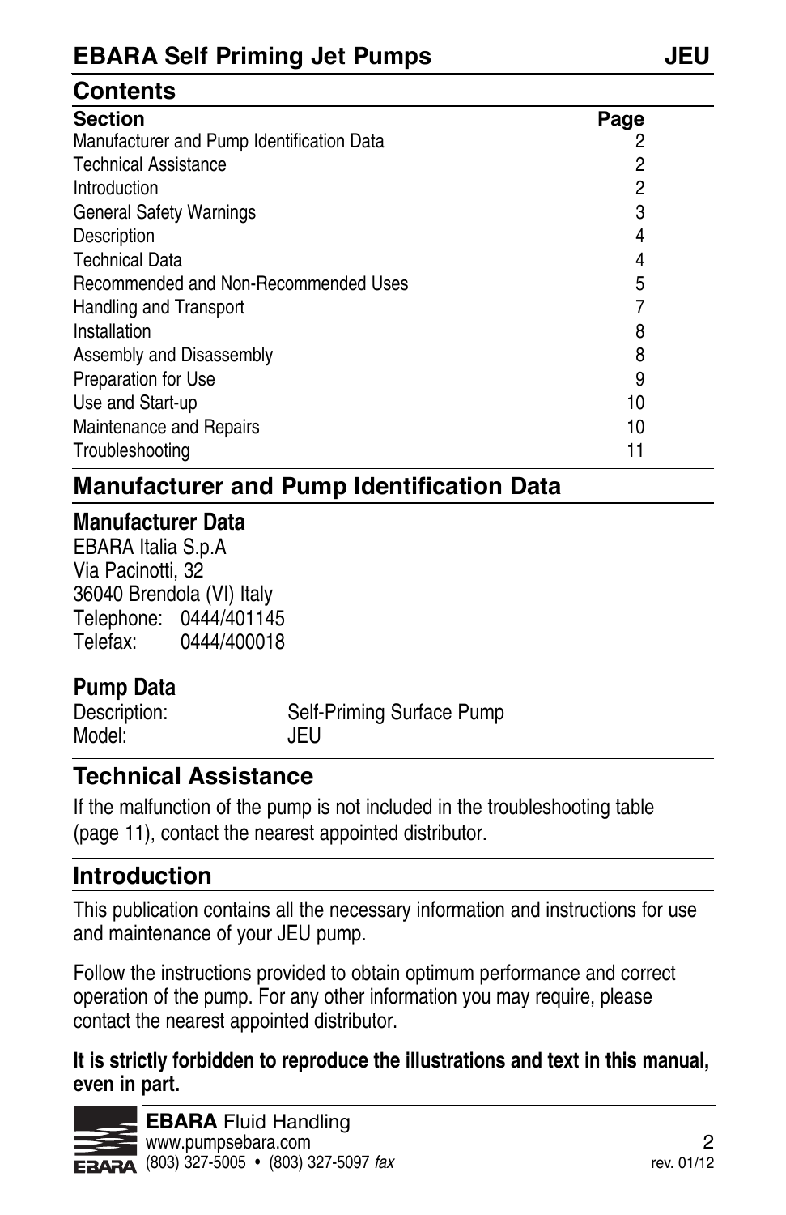## Contents

| Section | Page |
|---|---|
| Manufacturer and Pump Identification Data | 2 |
| Technical Assistance | 2 |
| Introduction | 2 |
| General Safety Warnings | 3 |
| Description | 4 |
| Technical Data | 4 |
| Recommended and Non-Recommended Uses | 5 |
| Handling and Transport | 7 |
| Installation | 8 |
| Assembly and Disassembly | 8 |
| Preparation for Use | 9 |
| Use and Start-up | 10 |
| Maintenance and Repairs | 10 |
| Troubleshooting | 11 |

## Manufacturer and Pump Identification Data

### Manufacturer Data

EBARA Italia S.p.A
Via Pacinotti, 32
36040 Brendola (VI) Italy
Telephone: 0444/401145
Telefax: 0444/400018

### Pump Data

Description: Self-Priming Surface Pump
Model: JEU

## Technical Assistance

If the malfunction of the pump is not included in the troubleshooting table (page 11), contact the nearest appointed distributor.

## Introduction

This publication contains all the necessary information and instructions for use and maintenance of your JEU pump.

Follow the instructions provided to obtain optimum performance and correct operation of the pump. For any other information you may require, please contact the nearest appointed distributor.

**It is strictly forbidden to reproduce the illustrations and text in this manual, even in part.**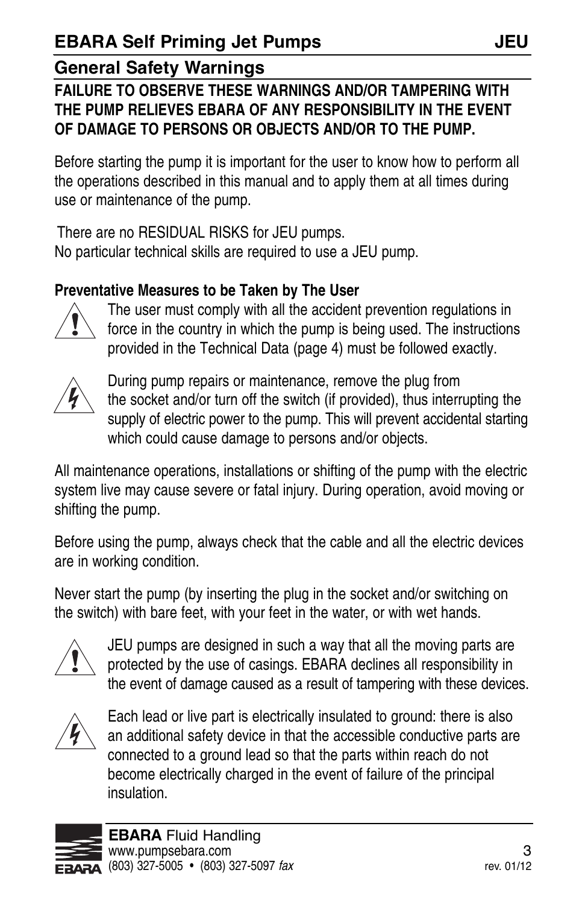## EBARA Self Priming Jet Pumps JEU

### General Safety Warnings

**FAILURE TO OBSERVE THESE WARNINGS AND/OR TAMPERING WITH THE PUMP RELIEVES EBARA OF ANY RESPONSIBILITY IN THE EVENT OF DAMAGE TO PERSONS OR OBJECTS AND/OR TO THE PUMP.**

Before starting the pump it is important for the user to know how to perform all the operations described in this manual and to apply them at all times during use or maintenance of the pump.

There are no RESIDUAL RISKS for JEU pumps.
No particular technical skills are required to use a JEU pump.

**Preventative Measures to be Taken by The User**

The user must comply with all the accident prevention regulations in force in the country in which the pump is being used. The instructions provided in the Technical Data (page 4) must be followed exactly.

During pump repairs or maintenance, remove the plug from the socket and/or turn off the switch (if provided), thus interrupting the supply of electric power to the pump. This will prevent accidental starting which could cause damage to persons and/or objects.

All maintenance operations, installations or shifting of the pump with the electric system live may cause severe or fatal injury. During operation, avoid moving or shifting the pump.

Before using the pump, always check that the cable and all the electric devices are in working condition.

Never start the pump (by inserting the plug in the socket and/or switching on the switch) with bare feet, with your feet in the water, or with wet hands.

JEU pumps are designed in such a way that all the moving parts are protected by the use of casings. EBARA declines all responsibility in the event of damage caused as a result of tampering with these devices.

Each lead or live part is electrically insulated to ground: there is also an additional safety device in that the accessible conductive parts are connected to a ground lead so that the parts within reach do not become electrically charged in the event of failure of the principal insulation.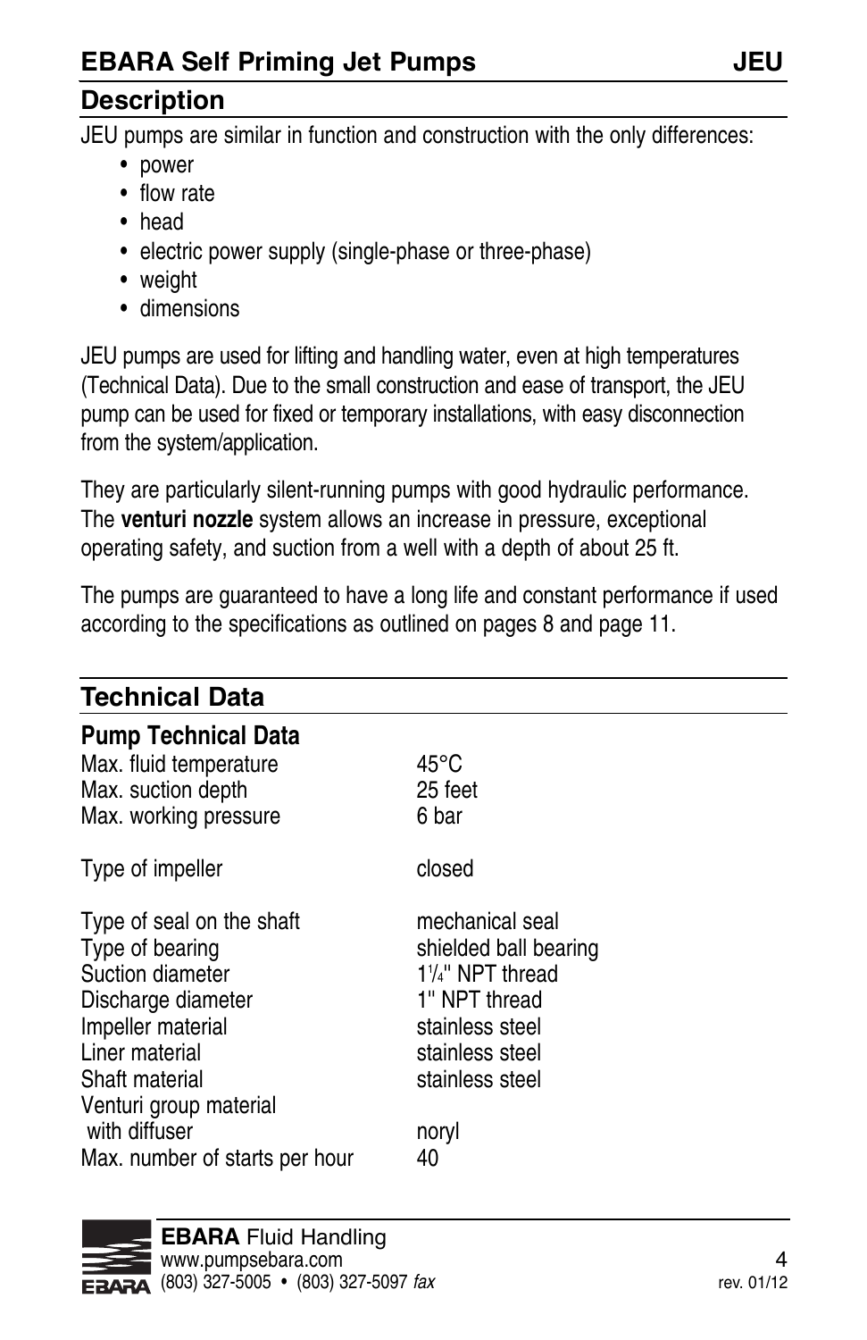## Description

JEU pumps are similar in function and construction with the only differences:

- power
- flow rate
- head
- electric power supply (single-phase or three-phase)
- weight
- dimensions

JEU pumps are used for lifting and handling water, even at high temperatures (Technical Data). Due to the small construction and ease of transport, the JEU pump can be used for fixed or temporary installations, with easy disconnection from the system/application.

They are particularly silent-running pumps with good hydraulic performance. The **venturi nozzle** system allows an increase in pressure, exceptional operating safety, and suction from a well with a depth of about 25 ft.

The pumps are guaranteed to have a long life and constant performance if used according to the specifications as outlined on pages 8 and page 11.

## Technical Data

### Pump Technical Data

| | |
|---|---|
| Max. fluid temperature | 45°C |
| Max. suction depth | 25 feet |
| Max. working pressure | 6 bar |
| Type of impeller | closed |
| Type of seal on the shaft | mechanical seal |
| Type of bearing | shielded ball bearing |
| Suction diameter | 1 1/4" NPT thread |
| Discharge diameter | 1" NPT thread |
| Impeller material | stainless steel |
| Liner material | stainless steel |
| Shaft material | stainless steel |
| Venturi group material with diffuser | noryl |
| Max. number of starts per hour | 40 |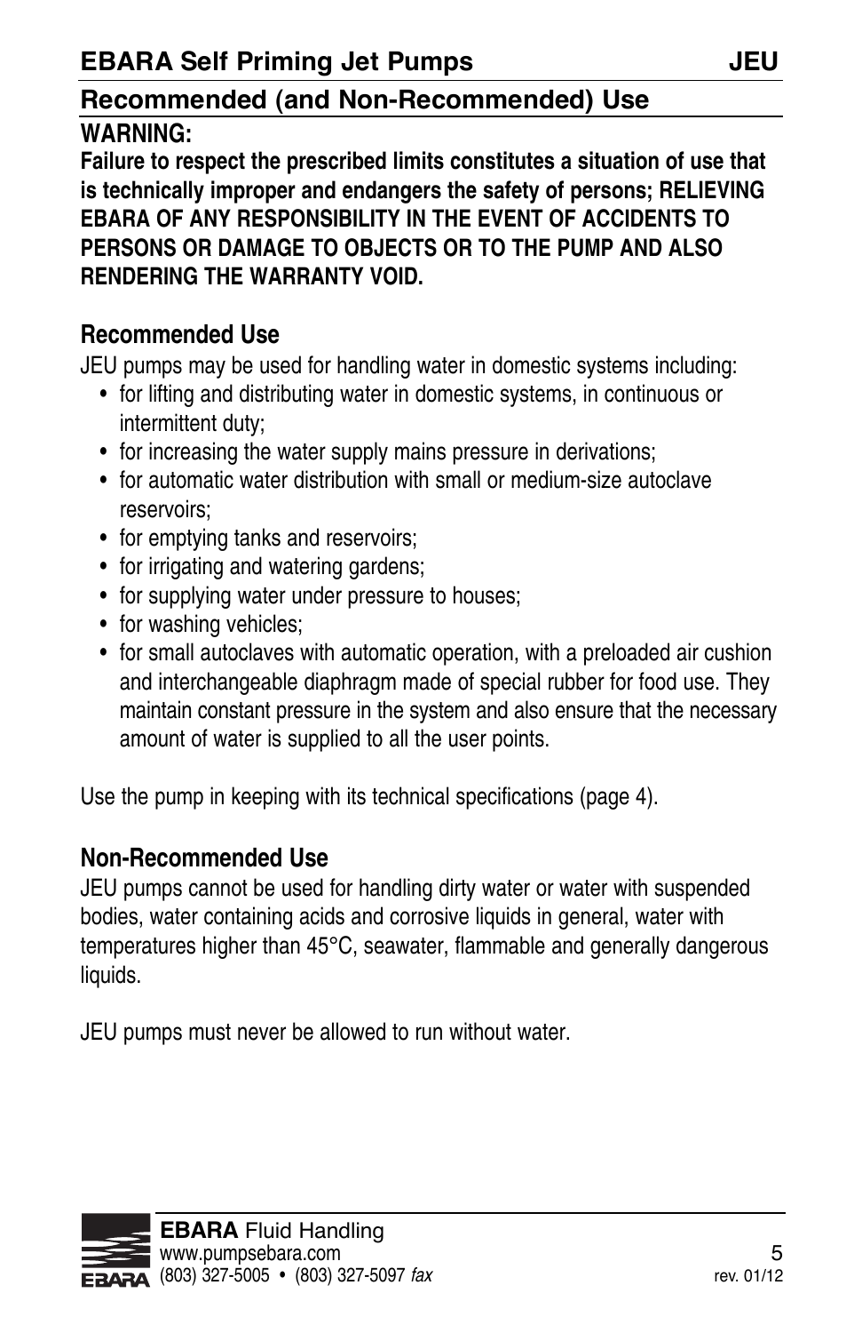## Recommended (and Non-Recommended) Use

**WARNING:**

**Failure to respect the prescribed limits constitutes a situation of use that is technically improper and endangers the safety of persons; RELIEVING EBARA OF ANY RESPONSIBILITY IN THE EVENT OF ACCIDENTS TO PERSONS OR DAMAGE TO OBJECTS OR TO THE PUMP AND ALSO RENDERING THE WARRANTY VOID.**

### Recommended Use

JEU pumps may be used for handling water in domestic systems including:

- for lifting and distributing water in domestic systems, in continuous or intermittent duty;
- for increasing the water supply mains pressure in derivations;
- for automatic water distribution with small or medium-size autoclave reservoirs;
- for emptying tanks and reservoirs;
- for irrigating and watering gardens;
- for supplying water under pressure to houses;
- for washing vehicles;
- for small autoclaves with automatic operation, with a preloaded air cushion and interchangeable diaphragm made of special rubber for food use. They maintain constant pressure in the system and also ensure that the necessary amount of water is supplied to all the user points.

Use the pump in keeping with its technical specifications (page 4).

### Non-Recommended Use

JEU pumps cannot be used for handling dirty water or water with suspended bodies, water containing acids and corrosive liquids in general, water with temperatures higher than 45°C, seawater, flammable and generally dangerous liquids.

JEU pumps must never be allowed to run without water.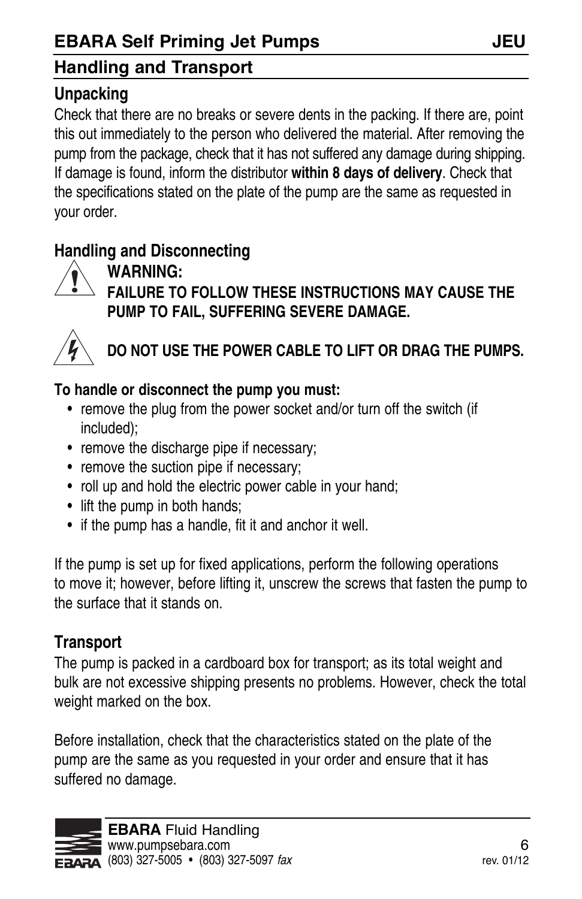## Handling and Transport

### Unpacking

Check that there are no breaks or severe dents in the packing. If there are, point this out immediately to the person who delivered the material. After removing the pump from the package, check that it has not suffered any damage during shipping. If damage is found, inform the distributor **within 8 days of delivery**. Check that the specifications stated on the plate of the pump are the same as requested in your order.

### Handling and Disconnecting

**WARNING:**
**FAILURE TO FOLLOW THESE INSTRUCTIONS MAY CAUSE THE PUMP TO FAIL, SUFFERING SEVERE DAMAGE.**

**DO NOT USE THE POWER CABLE TO LIFT OR DRAG THE PUMPS.**

**To handle or disconnect the pump you must:**

- remove the plug from the power socket and/or turn off the switch (if included);
- remove the discharge pipe if necessary;
- remove the suction pipe if necessary;
- roll up and hold the electric power cable in your hand;
- lift the pump in both hands;
- if the pump has a handle, fit it and anchor it well.

If the pump is set up for fixed applications, perform the following operations to move it; however, before lifting it, unscrew the screws that fasten the pump to the surface that it stands on.

### Transport

The pump is packed in a cardboard box for transport; as its total weight and bulk are not excessive shipping presents no problems. However, check the total weight marked on the box.

Before installation, check that the characteristics stated on the plate of the pump are the same as you requested in your order and ensure that it has suffered no damage.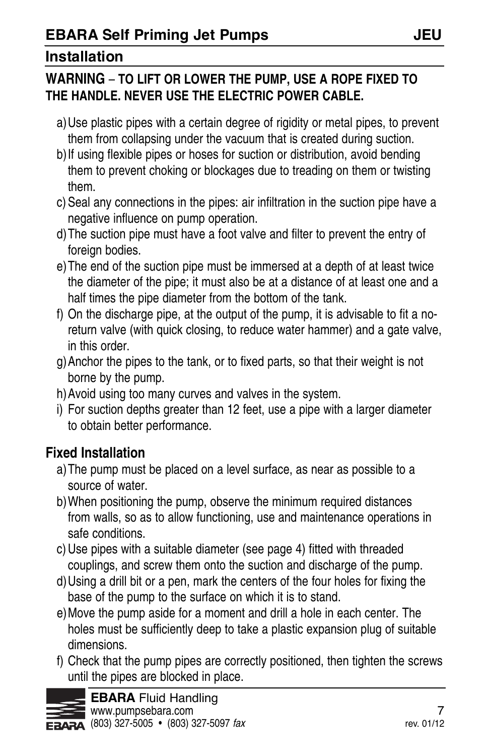## Installation

**WARNING – TO LIFT OR LOWER THE PUMP, USE A ROPE FIXED TO THE HANDLE. NEVER USE THE ELECTRIC POWER CABLE.**

a) Use plastic pipes with a certain degree of rigidity or metal pipes, to prevent them from collapsing under the vacuum that is created during suction.

b) If using flexible pipes or hoses for suction or distribution, avoid bending them to prevent choking or blockages due to treading on them or twisting them.

c) Seal any connections in the pipes: air infiltration in the suction pipe have a negative influence on pump operation.

d) The suction pipe must have a foot valve and filter to prevent the entry of foreign bodies.

e) The end of the suction pipe must be immersed at a depth of at least twice the diameter of the pipe; it must also be at a distance of at least one and a half times the pipe diameter from the bottom of the tank.

f) On the discharge pipe, at the output of the pump, it is advisable to fit a no-return valve (with quick closing, to reduce water hammer) and a gate valve, in this order.

g) Anchor the pipes to the tank, or to fixed parts, so that their weight is not borne by the pump.

h) Avoid using too many curves and valves in the system.

i) For suction depths greater than 12 feet, use a pipe with a larger diameter to obtain better performance.

### Fixed Installation

a) The pump must be placed on a level surface, as near as possible to a source of water.

b) When positioning the pump, observe the minimum required distances from walls, so as to allow functioning, use and maintenance operations in safe conditions.

c) Use pipes with a suitable diameter (see page 4) fitted with threaded couplings, and screw them onto the suction and discharge of the pump.

d) Using a drill bit or a pen, mark the centers of the four holes for fixing the base of the pump to the surface on which it is to stand.

e) Move the pump aside for a moment and drill a hole in each center. The holes must be sufficiently deep to take a plastic expansion plug of suitable dimensions.

f) Check that the pump pipes are correctly positioned, then tighten the screws until the pipes are blocked in place.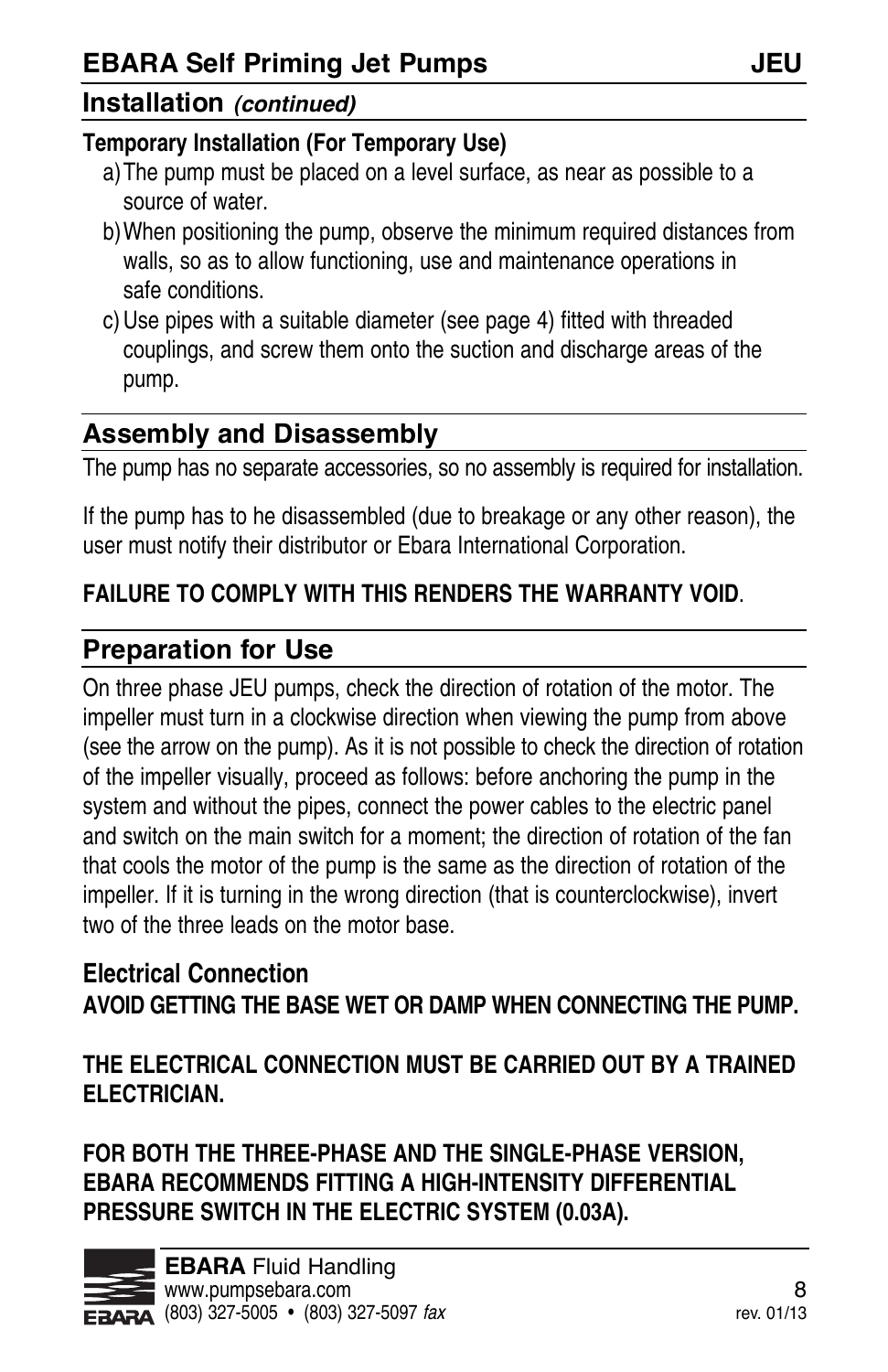## Installation *(continued)*

**Temporary Installation (For Temporary Use)**

a) The pump must be placed on a level surface, as near as possible to a source of water.

b) When positioning the pump, observe the minimum required distances from walls, so as to allow functioning, use and maintenance operations in safe conditions.

c) Use pipes with a suitable diameter (see page 4) fitted with threaded couplings, and screw them onto the suction and discharge areas of the pump.

## Assembly and Disassembly

The pump has no separate accessories, so no assembly is required for installation.

If the pump has to he disassembled (due to breakage or any other reason), the user must notify their distributor or Ebara International Corporation.

**FAILURE TO COMPLY WITH THIS RENDERS THE WARRANTY VOID**.

## Preparation for Use

On three phase JEU pumps, check the direction of rotation of the motor. The impeller must turn in a clockwise direction when viewing the pump from above (see the arrow on the pump). As it is not possible to check the direction of rotation of the impeller visually, proceed as follows: before anchoring the pump in the system and without the pipes, connect the power cables to the electric panel and switch on the main switch for a moment; the direction of rotation of the fan that cools the motor of the pump is the same as the direction of rotation of the impeller. If it is turning in the wrong direction (that is counterclockwise), invert two of the three leads on the motor base.

### Electrical Connection

**AVOID GETTING THE BASE WET OR DAMP WHEN CONNECTING THE PUMP.**

**THE ELECTRICAL CONNECTION MUST BE CARRIED OUT BY A TRAINED ELECTRICIAN.**

**FOR BOTH THE THREE-PHASE AND THE SINGLE-PHASE VERSION, EBARA RECOMMENDS FITTING A HIGH-INTENSITY DIFFERENTIAL PRESSURE SWITCH IN THE ELECTRIC SYSTEM (0.03A).**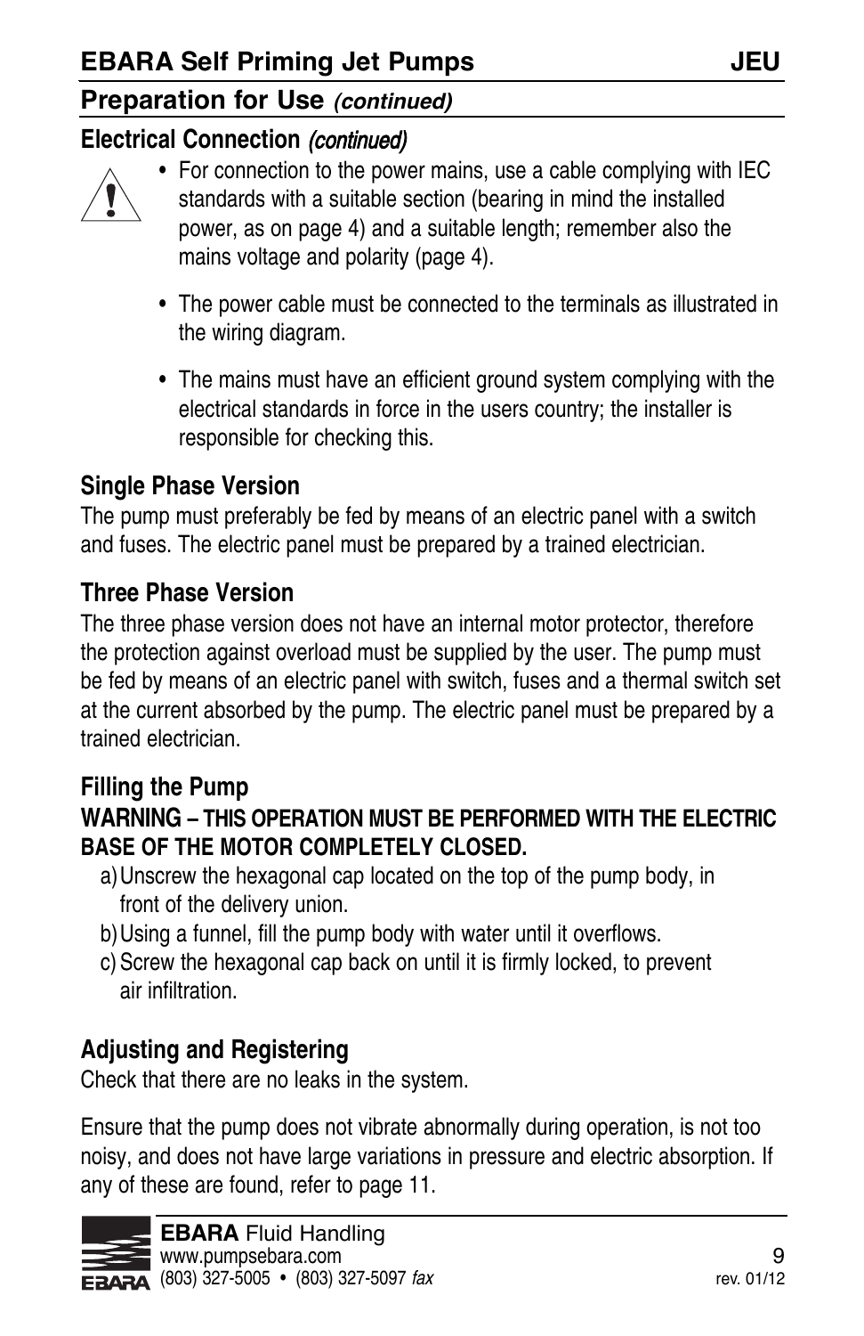## Preparation for Use *(continued)*

### Electrical Connection *(continued)*

- For connection to the power mains, use a cable complying with IEC standards with a suitable section (bearing in mind the installed power, as on page 4) and a suitable length; remember also the mains voltage and polarity (page 4).
- The power cable must be connected to the terminals as illustrated in the wiring diagram.
- The mains must have an efficient ground system complying with the electrical standards in force in the users country; the installer is responsible for checking this.

### Single Phase Version

The pump must preferably be fed by means of an electric panel with a switch and fuses. The electric panel must be prepared by a trained electrician.

### Three Phase Version

The three phase version does not have an internal motor protector, therefore the protection against overload must be supplied by the user. The pump must be fed by means of an electric panel with switch, fuses and a thermal switch set at the current absorbed by the pump. The electric panel must be prepared by a trained electrician.

### Filling the Pump

**WARNING – THIS OPERATION MUST BE PERFORMED WITH THE ELECTRIC BASE OF THE MOTOR COMPLETELY CLOSED.**

a) Unscrew the hexagonal cap located on the top of the pump body, in front of the delivery union.
b) Using a funnel, fill the pump body with water until it overflows.
c) Screw the hexagonal cap back on until it is firmly locked, to prevent air infiltration.

### Adjusting and Registering

Check that there are no leaks in the system.

Ensure that the pump does not vibrate abnormally during operation, is not too noisy, and does not have large variations in pressure and electric absorption. If any of these are found, refer to page 11.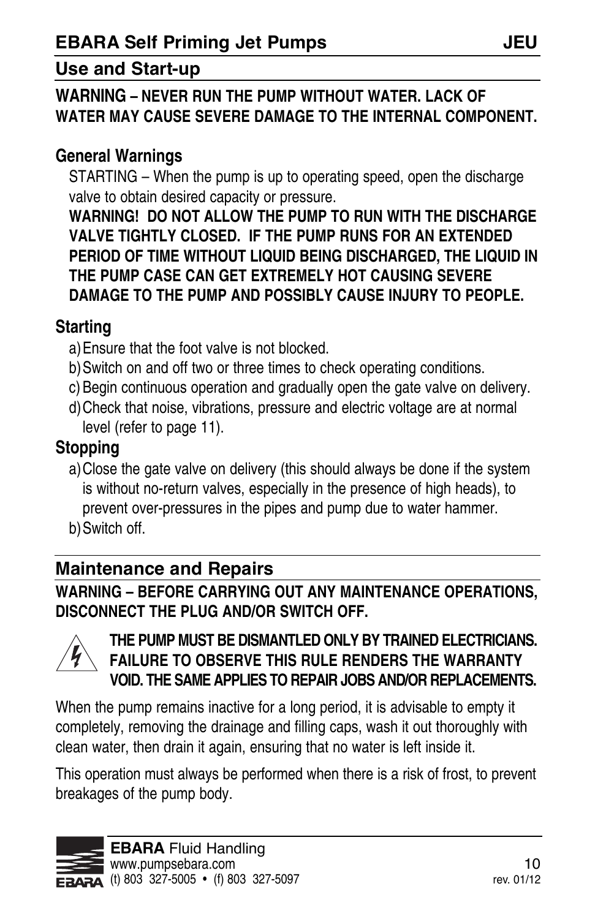## Use and Start-up

**WARNING – NEVER RUN THE PUMP WITHOUT WATER. LACK OF WATER MAY CAUSE SEVERE DAMAGE TO THE INTERNAL COMPONENT.**

### General Warnings

STARTING – When the pump is up to operating speed, open the discharge valve to obtain desired capacity or pressure.

**WARNING! DO NOT ALLOW THE PUMP TO RUN WITH THE DISCHARGE VALVE TIGHTLY CLOSED. IF THE PUMP RUNS FOR AN EXTENDED PERIOD OF TIME WITHOUT LIQUID BEING DISCHARGED, THE LIQUID IN THE PUMP CASE CAN GET EXTREMELY HOT CAUSING SEVERE DAMAGE TO THE PUMP AND POSSIBLY CAUSE INJURY TO PEOPLE.**

### Starting

a) Ensure that the foot valve is not blocked.
b) Switch on and off two or three times to check operating conditions.
c) Begin continuous operation and gradually open the gate valve on delivery.
d) Check that noise, vibrations, pressure and electric voltage are at normal level (refer to page 11).

### Stopping

a) Close the gate valve on delivery (this should always be done if the system is without no-return valves, especially in the presence of high heads), to prevent over-pressures in the pipes and pump due to water hammer.
b) Switch off.

## Maintenance and Repairs

**WARNING – BEFORE CARRYING OUT ANY MAINTENANCE OPERATIONS, DISCONNECT THE PLUG AND/OR SWITCH OFF.**

**THE PUMP MUST BE DISMANTLED ONLY BY TRAINED ELECTRICIANS. FAILURE TO OBSERVE THIS RULE RENDERS THE WARRANTY VOID. THE SAME APPLIES TO REPAIR JOBS AND/OR REPLACEMENTS.**

When the pump remains inactive for a long period, it is advisable to empty it completely, removing the drainage and filling caps, wash it out thoroughly with clean water, then drain it again, ensuring that no water is left inside it.

This operation must always be performed when there is a risk of frost, to prevent breakages of the pump body.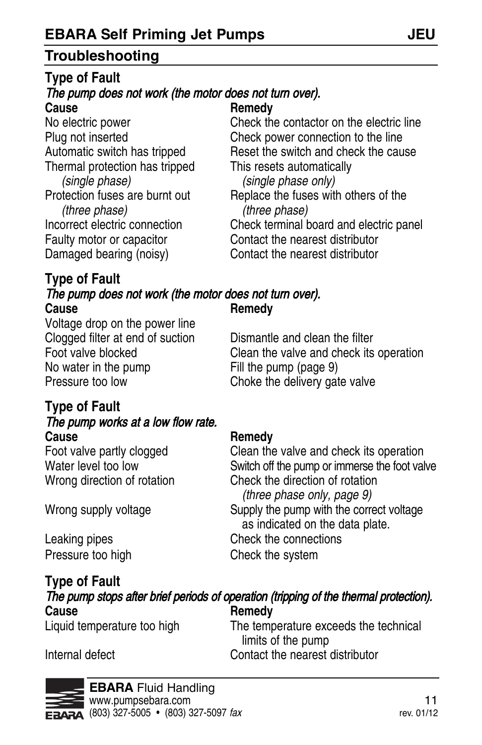## Troubleshooting

**Type of Fault**

*The pump does not work (the motor does not turn over).*

| Cause | Remedy |
|---|---|
| No electric power | Check the contactor on the electric line |
| Plug not inserted | Check power connection to the line |
| Automatic switch has tripped | Reset the switch and check the cause |
| Thermal protection has tripped *(single phase)* | This resets automatically *(single phase only)* |
| Protection fuses are burnt out *(three phase)* | Replace the fuses with others of the *(three phase)* |
| Incorrect electric connection | Check terminal board and electric panel |
| Faulty motor or capacitor | Contact the nearest distributor |
| Damaged bearing (noisy) | Contact the nearest distributor |

**Type of Fault**

*The pump does not work (the motor does not turn over).*

| Cause | Remedy |
|---|---|
| Voltage drop on the power line | |
| Clogged filter at end of suction | Dismantle and clean the filter |
| Foot valve blocked | Clean the valve and check its operation |
| No water in the pump | Fill the pump (page 9) |
| Pressure too low | Choke the delivery gate valve |

**Type of Fault**

*The pump works at a low flow rate.*

| Cause | Remedy |
|---|---|
| Foot valve partly clogged | Clean the valve and check its operation |
| Water level too low | Switch off the pump or immerse the foot valve |
| Wrong direction of rotation | Check the direction of rotation *(three phase only, page 9)* |
| Wrong supply voltage | Supply the pump with the correct voltage as indicated on the data plate. |
| Leaking pipes | Check the connections |
| Pressure too high | Check the system |

**Type of Fault**

*The pump stops after brief periods of operation (tripping of the thermal protection).*

| Cause | Remedy |
|---|---|
| Liquid temperature too high | The temperature exceeds the technical limits of the pump |
| Internal defect | Contact the nearest distributor |

**EBARA** Fluid Handling
www.pumpsebara.com
(803) 327-5005 • (803) 327-5097 *fax*

rev. 01/12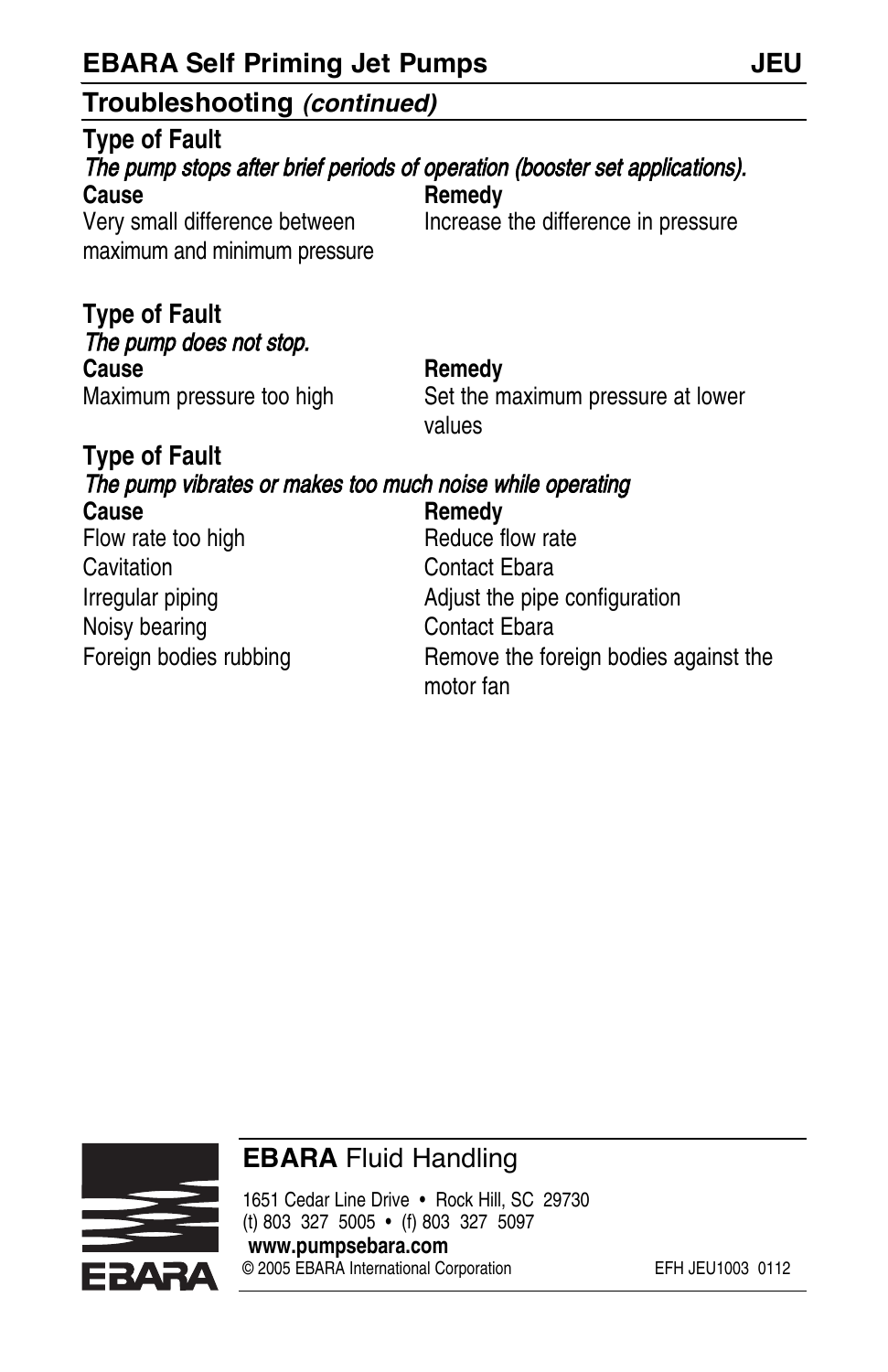## Troubleshooting *(continued)*

**Type of Fault**

*The pump stops after brief periods of operation (booster set applications).*

| Cause | Remedy |
|---|---|
| Very small difference between maximum and minimum pressure | Increase the difference in pressure |

**Type of Fault**

*The pump does not stop.*

| Cause | Remedy |
|---|---|
| Maximum pressure too high | Set the maximum pressure at lower values |

**Type of Fault**

*The pump vibrates or makes too much noise while operating*

| Cause | Remedy |
|---|---|
| Flow rate too high | Reduce flow rate |
| Cavitation | Contact Ebara |
| Irregular piping | Adjust the pipe configuration |
| Noisy bearing | Contact Ebara |
| Foreign bodies rubbing | Remove the foreign bodies against the motor fan |

**EBARA** Fluid Handling

1651 Cedar Line Drive • Rock Hill, SC 29730
(t) 803 327 5005 • (f) 803 327 5097
**www.pumpsebara.com**
© 2005 EBARA International Corporation EFH JEU1003 0112